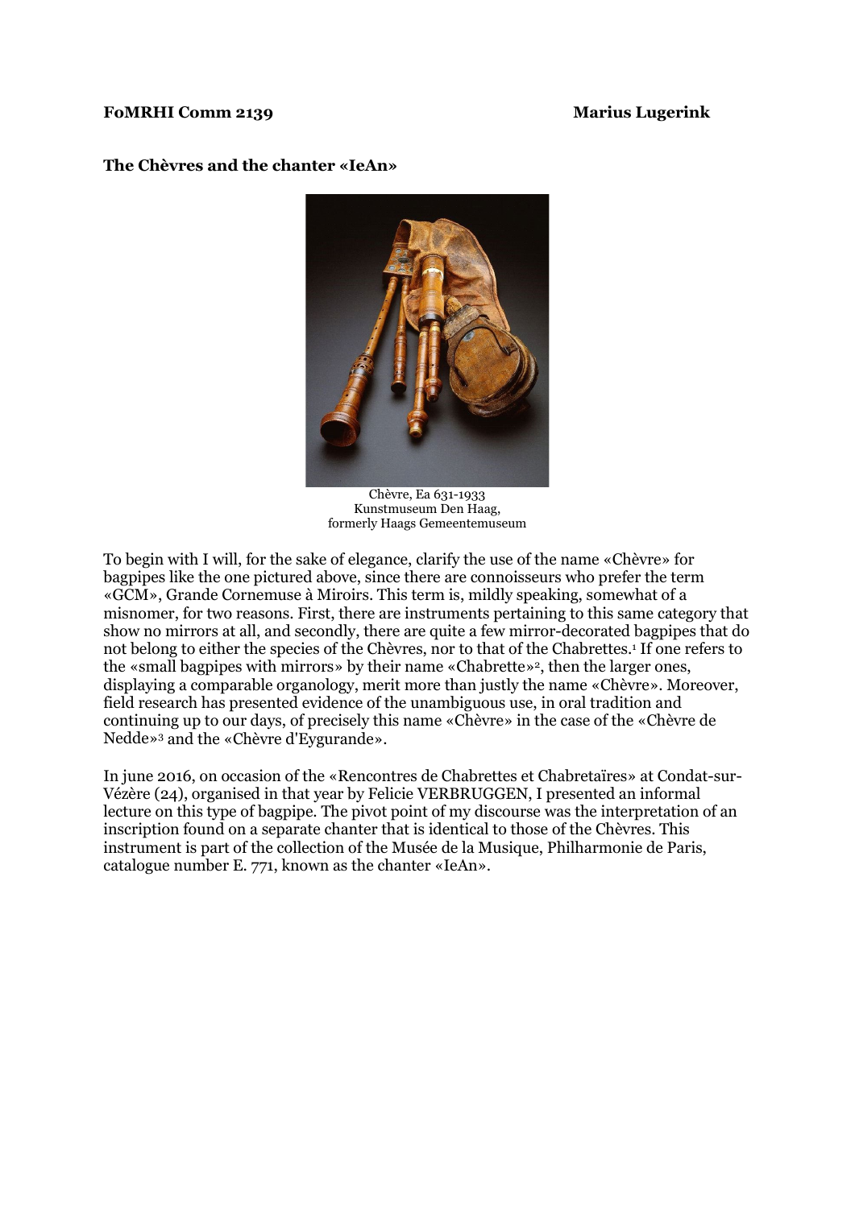**FoMRHI Comm 2139** **Marius Lugerink**

## The Chèvres and the chanter «IeAn»

Chèvre, Ea 631-1933
Kunstmuseum Den Haag,
formerly Haags Gemeentemuseum

To begin with I will, for the sake of elegance, clarify the use of the name «Chèvre» for bagpipes like the one pictured above, since there are connoisseurs who prefer the term «GCM», Grande Cornemuse à Miroirs. This term is, mildly speaking, somewhat of a misnomer, for two reasons. First, there are instruments pertaining to this same category that show no mirrors at all, and secondly, there are quite a few mirror-decorated bagpipes that do not belong to either the species of the Chèvres, nor to that of the Chabrettes.[1] If one refers to the «small bagpipes with mirrors» by their name «Chabrette»[2], then the larger ones, displaying a comparable organology, merit more than justly the name «Chèvre». Moreover, field research has presented evidence of the unambiguous use, in oral tradition and continuing up to our days, of precisely this name «Chèvre» in the case of the «Chèvre de Nedde»[3] and the «Chèvre d'Eygurande».

In june 2016, on occasion of the «Rencontres de Chabrettes et Chabretaïres» at Condat-sur-Vézère (24), organised in that year by Felicie VERBRUGGEN, I presented an informal lecture on this type of bagpipe. The pivot point of my discourse was the interpretation of an inscription found on a separate chanter that is identical to those of the Chèvres. This instrument is part of the collection of the Musée de la Musique, Philharmonie de Paris, catalogue number E. 771, known as the chanter «IeAn».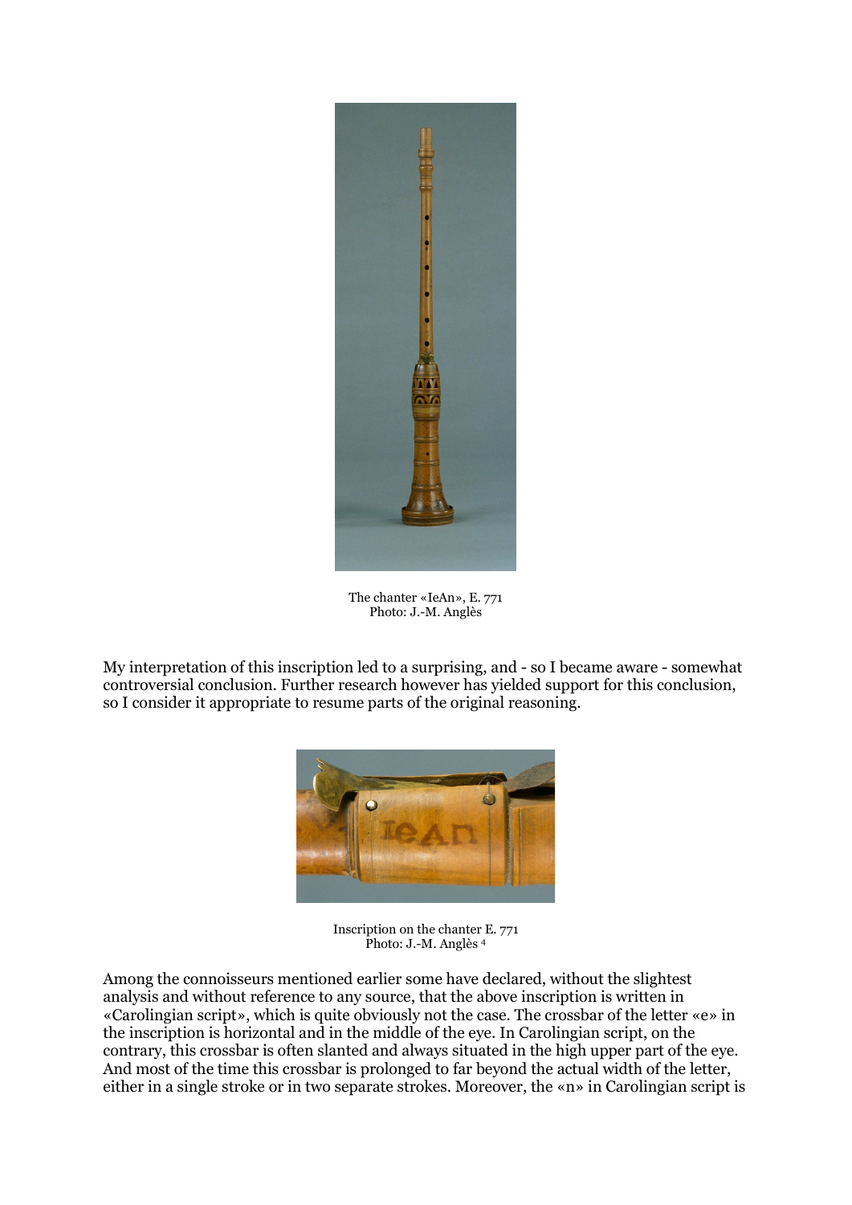The chanter «IeAn», E. 771
Photo: J.-M. Anglès

My interpretation of this inscription led to a surprising, and - so I became aware - somewhat controversial conclusion. Further research however has yielded support for this conclusion, so I consider it appropriate to resume parts of the original reasoning.

Inscription on the chanter E. 771
Photo: J.-M. Anglès [4]

Among the connoisseurs mentioned earlier some have declared, without the slightest analysis and without reference to any source, that the above inscription is written in «Carolingian script», which is quite obviously not the case. The crossbar of the letter «e» in the inscription is horizontal and in the middle of the eye. In Carolingian script, on the contrary, this crossbar is often slanted and always situated in the high upper part of the eye. And most of the time this crossbar is prolonged to far beyond the actual width of the letter, either in a single stroke or in two separate strokes. Moreover, the «n» in Carolingian script is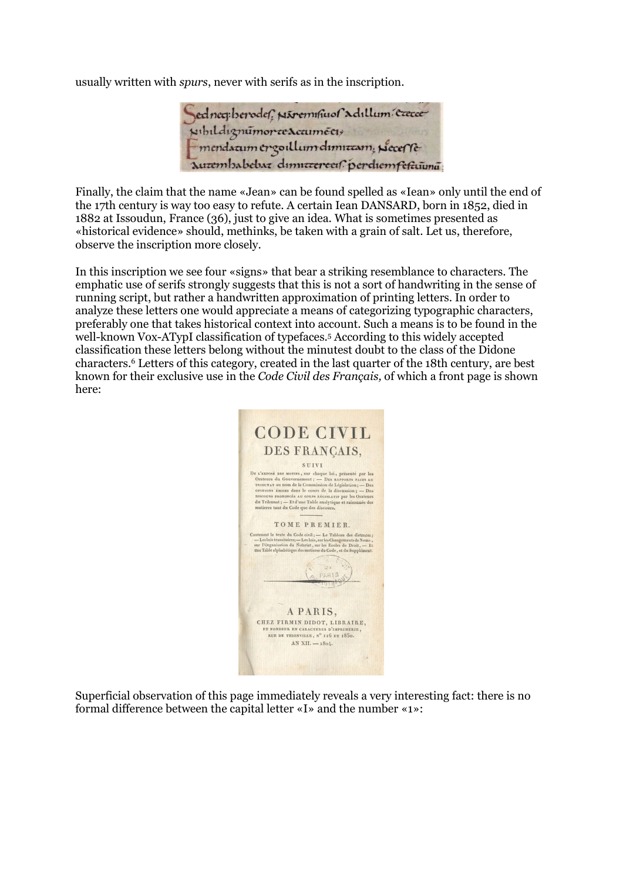usually written with *spurs*, never with serifs as in the inscription.

Finally, the claim that the name «Jean» can be found spelled as «Iean» only until the end of the 17th century is way too easy to refute. A certain Iean DANSARD, born in 1852, died in 1882 at Issoudun, France (36), just to give an idea. What is sometimes presented as «historical evidence» should, methinks, be taken with a grain of salt. Let us, therefore, observe the inscription more closely.

In this inscription we see four «signs» that bear a striking resemblance to characters. The emphatic use of serifs strongly suggests that this is not a sort of handwriting in the sense of running script, but rather a handwritten approximation of printing letters. In order to analyze these letters one would appreciate a means of categorizing typographic characters, preferably one that takes historical context into account. Such a means is to be found in the well-known Vox-ATypI classification of typefaces.[5] According to this widely accepted classification these letters belong without the minutest doubt to the class of the Didone characters.[6] Letters of this category, created in the last quarter of the 18th century, are best known for their exclusive use in the *Code Civil des Français,* of which a front page is shown here:

Superficial observation of this page immediately reveals a very interesting fact: there is no formal difference between the capital letter «I» and the number «1»: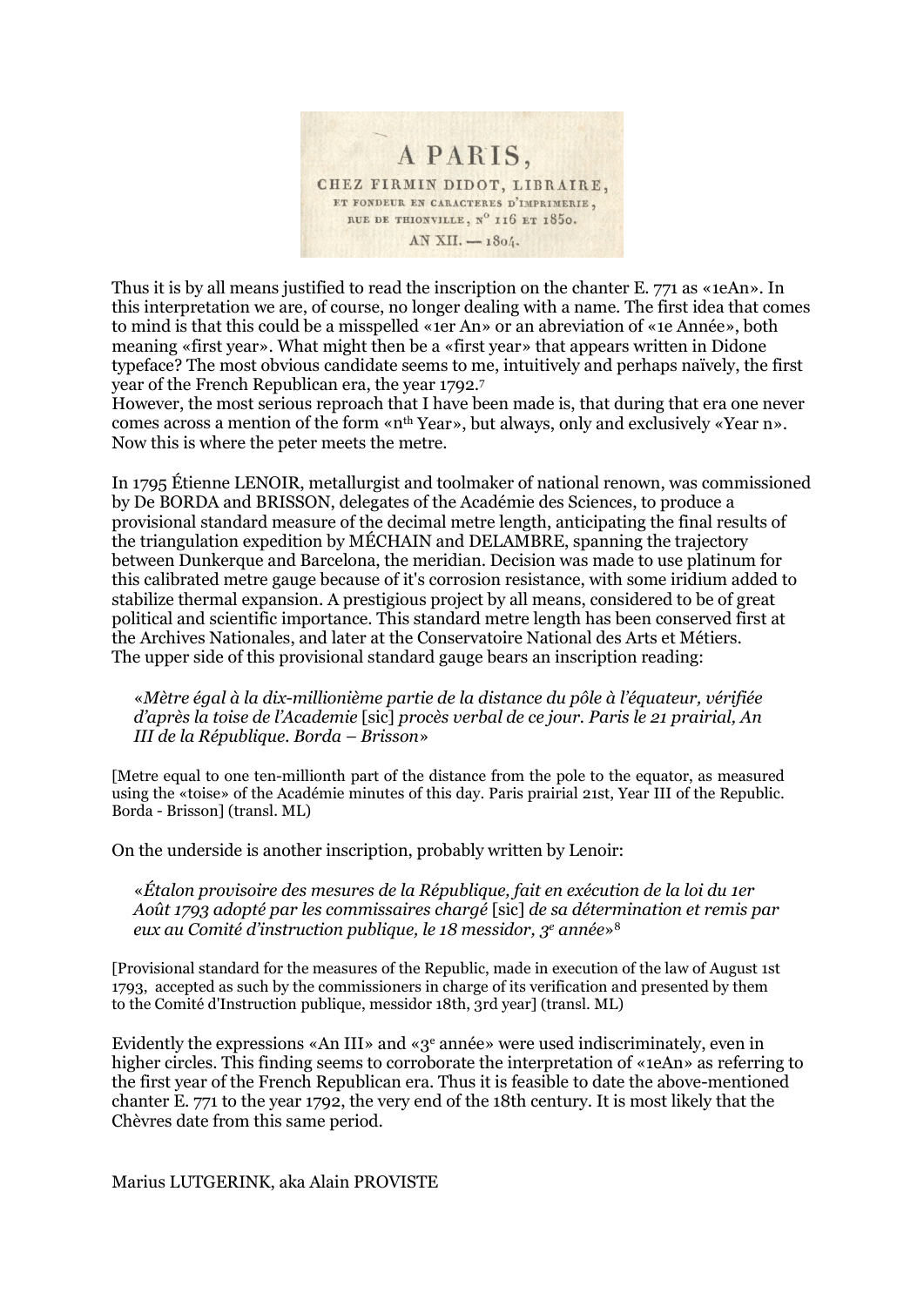A PARIS,

CHEZ FIRMIN DIDOT, LIBRAIRE,
ET FONDEUR EN CARACTERES D'IMPRIMERIE,
RUE DE THIONVILLE, N° 116 ET 1850.
AN XII. — 1804.

Thus it is by all means justified to read the inscription on the chanter E. 771 as «1eAn». In this interpretation we are, of course, no longer dealing with a name. The first idea that comes to mind is that this could be a misspelled «1er An» or an abreviation of «1e Année», both meaning «first year». What might then be a «first year» that appears written in Didone typeface? The most obvious candidate seems to me, intuitively and perhaps naïvely, the first year of the French Republican era, the year 1792.[7]
However, the most serious reproach that I have been made is, that during that era one never comes across a mention of the form «n$^{th}$ Year», but always, only and exclusively «Year n». Now this is where the peter meets the metre.

In 1795 Étienne LENOIR, metallurgist and toolmaker of national renown, was commissioned by De BORDA and BRISSON, delegates of the Académie des Sciences, to produce a provisional standard measure of the decimal metre length, anticipating the final results of the triangulation expedition by MÉCHAIN and DELAMBRE, spanning the trajectory between Dunkerque and Barcelona, the meridian. Decision was made to use platinum for this calibrated metre gauge because of it's corrosion resistance, with some iridium added to stabilize thermal expansion. A prestigious project by all means, considered to be of great political and scientific importance. This standard metre length has been conserved first at the Archives Nationales, and later at the Conservatoire National des Arts et Métiers.
The upper side of this provisional standard gauge bears an inscription reading:

> «*Mètre égal à la dix-millionième partie de la distance du pôle à l'équateur, vérifiée d'après la toise de l'Academie* [sic] *procès verbal de ce jour. Paris le 21 prairial, An III de la République. Borda – Brisson*»

[Metre equal to one ten-millionth part of the distance from the pole to the equator, as measured using the «toise» of the Académie minutes of this day. Paris prairial 21st, Year III of the Republic. Borda - Brisson] (transl. ML)

On the underside is another inscription, probably written by Lenoir:

> «*Étalon provisoire des mesures de la République, fait en exécution de la loi du 1er Août 1793 adopté par les commissaires chargé* [sic] *de sa détermination et remis par eux au Comité d'instruction publique, le 18 messidor, 3e année*»[8]

[Provisional standard for the measures of the Republic, made in execution of the law of August 1st 1793, accepted as such by the commissioners in charge of its verification and presented by them to the Comité d'Instruction publique, messidor 18th, 3rd year] (transl. ML)

Evidently the expressions «An III» and «3e année» were used indiscriminately, even in higher circles. This finding seems to corroborate the interpretation of «1eAn» as referring to the first year of the French Republican era. Thus it is feasible to date the above-mentioned chanter E. 771 to the year 1792, the very end of the 18th century. It is most likely that the Chèvres date from this same period.

Marius LUTGERINK, aka Alain PROVISTE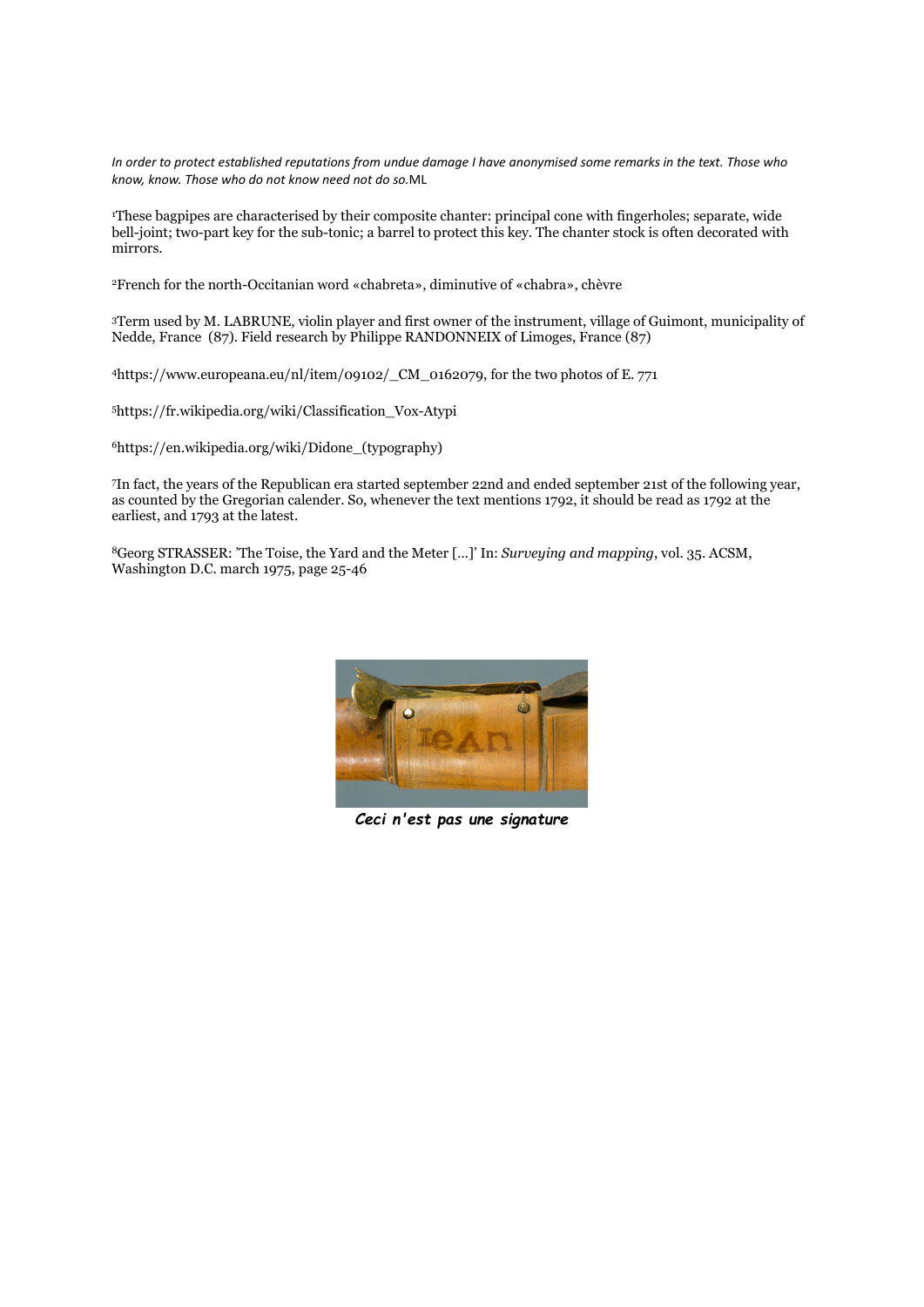*In order to protect established reputations from undue damage I have anonymised some remarks in the text. Those who know, know. Those who do not know need not do so.*ML

[1]These bagpipes are characterised by their composite chanter: principal cone with fingerholes; separate, wide bell-joint; two-part key for the sub-tonic; a barrel to protect this key. The chanter stock is often decorated with mirrors.

[2]French for the north-Occitanian word «chabreta», diminutive of «chabra», chèvre

[3]Term used by M. LABRUNE, violin player and first owner of the instrument, village of Guimont, municipality of Nedde, France (87). Field research by Philippe RANDONNEIX of Limoges, France (87)

[4]https://www.europeana.eu/nl/item/09102/_CM_0162079, for the two photos of E. 771

[5]https://fr.wikipedia.org/wiki/Classification_Vox-Atypi

[6]https://en.wikipedia.org/wiki/Didone_(typography)

[7]In fact, the years of the Republican era started september 22nd and ended september 21st of the following year, as counted by the Gregorian calender. So, whenever the text mentions 1792, it should be read as 1792 at the earliest, and 1793 at the latest.

[8]Georg STRASSER: 'The Toise, the Yard and the Meter [...]' In: *Surveying and mapping*, vol. 35. ACSM, Washington D.C. march 1975, page 25-46

***Ceci n'est pas une signature***